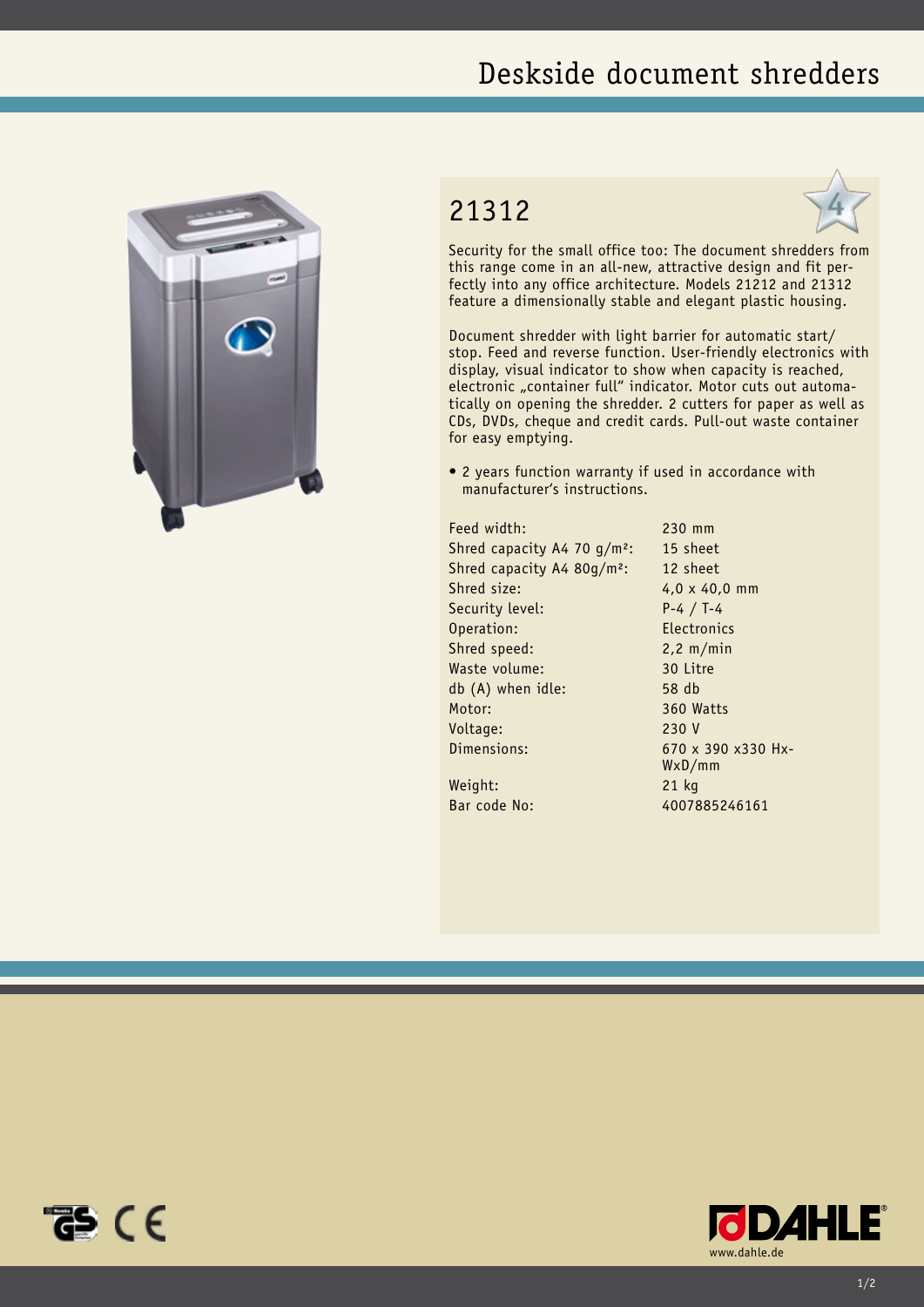# Deskside document shredders

## 21312

Security for the small office too: The document shredders from this range come in an all-new, attractive design and fit perfectly into any office architecture. Models 21212 and 21312 feature a dimensionally stable and elegant plastic housing.

Document shredder with light barrier for automatic start/stop. Feed and reverse function. User-friendly electronics with display, visual indicator to show when capacity is reached, electronic „container full" indicator. Motor cuts out automatically on opening the shredder. 2 cutters for paper as well as CDs, DVDs, cheque and credit cards. Pull-out waste container for easy emptying.

- 2 years function warranty if used in accordance with manufacturer's instructions.

| | |
|---|---|
| Feed width: | 230 mm |
| Shred capacity A4 70 g/m²: | 15 sheet |
| Shred capacity A4 80g/m²: | 12 sheet |
| Shred size: | 4,0 x 40,0 mm |
| Security level: | P-4 / T-4 |
| Operation: | Electronics |
| Shred speed: | 2,2 m/min |
| Waste volume: | 30 Litre |
| db (A) when idle: | 58 db |
| Motor: | 360 Watts |
| Voltage: | 230 V |
| Dimensions: | 670 x 390 x330 HxWxD/mm |
| Weight: | 21 kg |
| Bar code No: | 4007885246161 |

www.dahle.de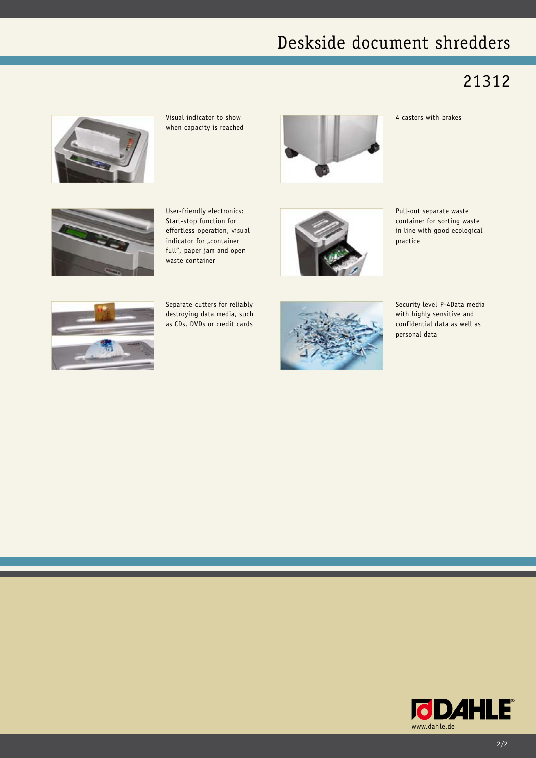# Deskside document shredders

## 21312

Visual indicator to show when capacity is reached

4 castors with brakes

User-friendly electronics: Start-stop function for effortless operation, visual indicator for „container full", paper jam and open waste container

Pull-out separate waste container for sorting waste in line with good ecological practice

Separate cutters for reliably destroying data media, such as CDs, DVDs or credit cards

Security level P-4Data media with highly sensitive and confidential data as well as personal data

DAHLE®

www.dahle.de